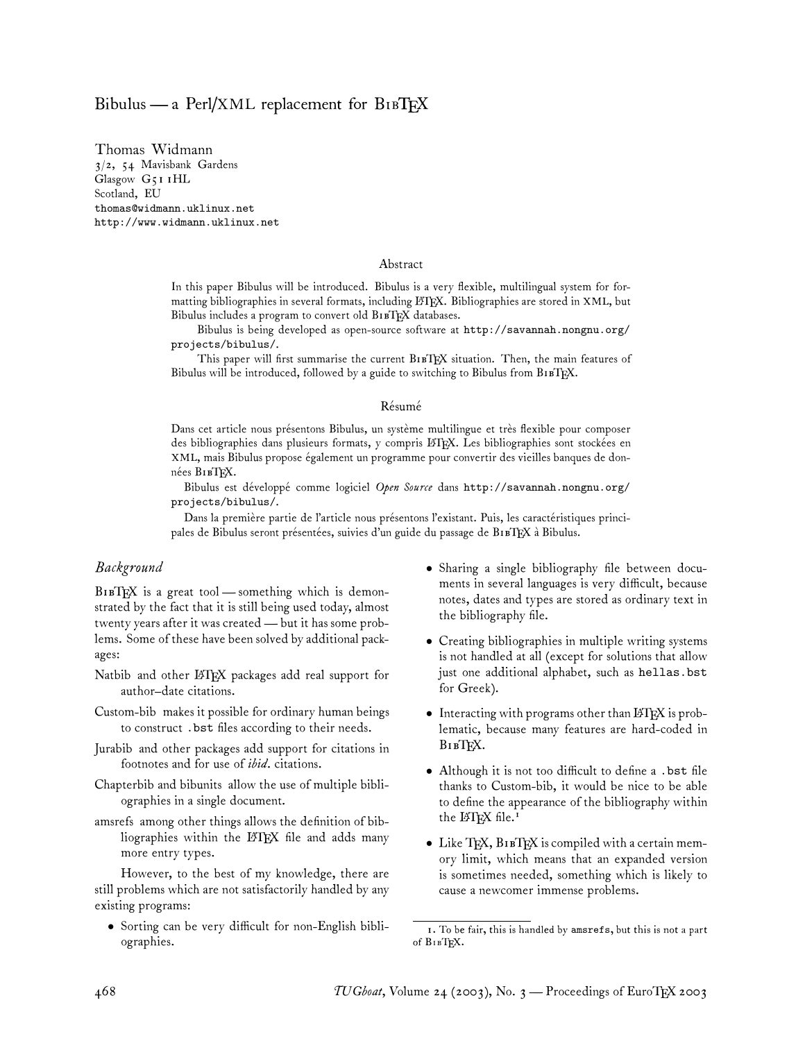# Bibulus — a Perl/XML replacement for BIBTEX

Thomas Widmann
3/2, 54 Mavisbank Gardens
Glasgow G51 1HL
Scotland, EU
thomas@widmann.uklinux.net
http://www.widmann.uklinux.net

## Abstract

In this paper Bibulus will be introduced. Bibulus is a very flexible, multilingual system for formatting bibliographies in several formats, including LaTeX. Bibliographies are stored in XML, but Bibulus includes a program to convert old BIBTEX databases.

Bibulus is being developed as open-source software at http://savannah.nongnu.org/projects/bibulus/.

This paper will first summarise the current BIBTEX situation. Then, the main features of Bibulus will be introduced, followed by a guide to switching to Bibulus from BIBTEX.

## Résumé

Dans cet article nous présentons Bibulus, un système multilingue et très flexible pour composer des bibliographies dans plusieurs formats, y compris LaTeX. Les bibliographies sont stockées en XML, mais Bibulus propose également un programme pour convertir des vieilles banques de données BIBTEX.

Bibulus est développé comme logiciel *Open Source* dans http://savannah.nongnu.org/projects/bibulus/.

Dans la première partie de l'article nous présentons l'existant. Puis, les caractéristiques principales de Bibulus seront présentées, suivies d'un guide du passage de BIBTEX à Bibulus.

### *Background*

BIBTEX is a great tool — something which is demonstrated by the fact that it is still being used today, almost twenty years after it was created — but it has some problems. Some of these have been solved by additional packages:

Natbib and other LaTeX packages add real support for author–date citations.

Custom-bib makes it possible for ordinary human beings to construct .bst files according to their needs.

Jurabib and other packages add support for citations in footnotes and for use of *ibid.* citations.

Chapterbib and bibunits allow the use of multiple bibliographies in a single document.

amsrefs among other things allows the definition of bibliographies within the LaTeX file and adds many more entry types.

However, to the best of my knowledge, there are still problems which are not satisfactorily handled by any existing programs:

- Sorting can be very difficult for non-English bibliographies.
- Sharing a single bibliography file between documents in several languages is very difficult, because notes, dates and types are stored as ordinary text in the bibliography file.
- Creating bibliographies in multiple writing systems is not handled at all (except for solutions that allow just one additional alphabet, such as hellas.bst for Greek).
- Interacting with programs other than LaTeX is problematic, because many features are hard-coded in BIBTEX.
- Although it is not too difficult to define a .bst file thanks to Custom-bib, it would be nice to be able to define the appearance of the bibliography within the LaTeX file.[1]
- Like TeX, BIBTEX is compiled with a certain memory limit, which means that an expanded version is sometimes needed, something which is likely to cause a newcomer immense problems.

1. To be fair, this is handled by amsrefs, but this is not a part of BIBTEX.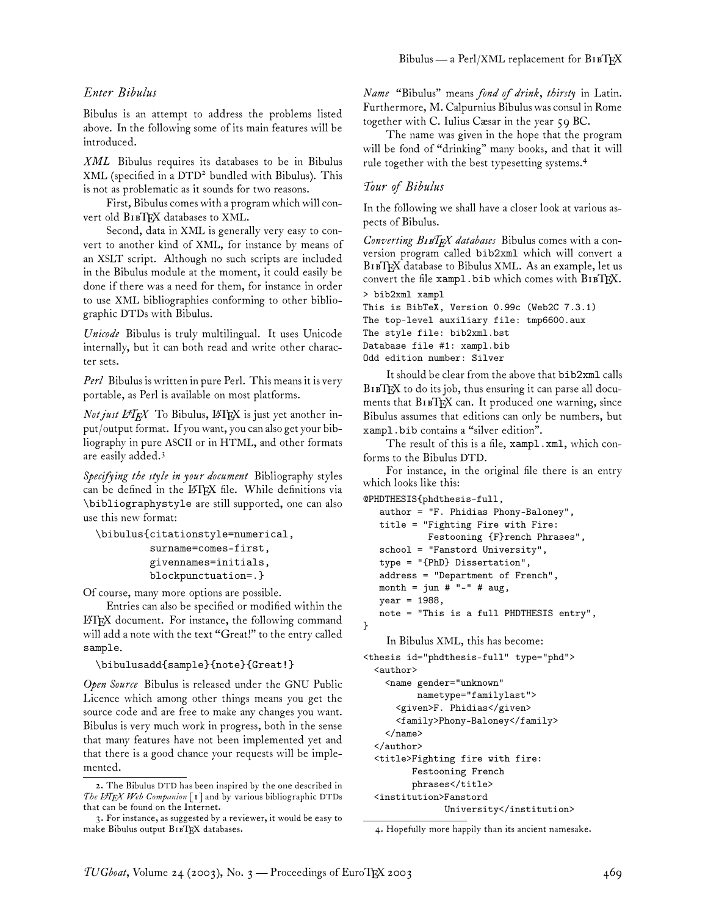## Enter Bibulus

Bibulus is an attempt to address the problems listed above. In the following some of its main features will be introduced.

*XML* Bibulus requires its databases to be in Bibulus XML (specified in a DTD[2] bundled with Bibulus). This is not as problematic as it sounds for two reasons.

First, Bibulus comes with a program which will convert old BibTeX databases to XML.

Second, data in XML is generally very easy to convert to another kind of XML, for instance by means of an XSLT script. Although no such scripts are included in the Bibulus module at the moment, it could easily be done if there was a need for them, for instance in order to use XML bibliographies conforming to other bibliographic DTDs with Bibulus.

*Unicode* Bibulus is truly multilingual. It uses Unicode internally, but it can both read and write other character sets.

*Perl* Bibulus is written in pure Perl. This means it is very portable, as Perl is available on most platforms.

*Not just LaTeX* To Bibulus, LaTeX is just yet another input/output format. If you want, you can also get your bibliography in pure ASCII or in HTML, and other formats are easily added.[3]

*Specifying the style in your document* Bibliography styles can be defined in the LaTeX file. While definitions via `\bibliographystyle` are still supported, one can also use this new format:

```
\bibulus{citationstyle=numerical,
         surname=comes-first,
         givennames=initials,
         blockpunctuation=.}
```

Of course, many more options are possible.

Entries can also be specified or modified within the LaTeX document. For instance, the following command will add a note with the text "Great!" to the entry called `sample`.

```
\bibulusadd{sample}{note}{Great!}
```

*Open Source* Bibulus is released under the GNU Public Licence which among other things means you get the source code and are free to make any changes you want. Bibulus is very much work in progress, both in the sense that many features have not been implemented yet and that there is a good chance your requests will be implemented.

*Name* "Bibulus" means *fond of drink*, *thirsty* in Latin. Furthermore, M. Calpurnius Bibulus was consul in Rome together with C. Iulius Cæsar in the year 59 BC.

The name was given in the hope that the program will be fond of "drinking" many books, and that it will rule together with the best typesetting systems.[4]

## Tour of Bibulus

In the following we shall have a closer look at various aspects of Bibulus.

*Converting BibTeX databases* Bibulus comes with a conversion program called `bib2xml` which will convert a BibTeX database to Bibulus XML. As an example, let us convert the file `xampl.bib` which comes with BibTeX.

```
> bib2xml xampl
This is BibTeX, Version 0.99c (Web2C 7.3.1)
The top-level auxiliary file: tmp6600.aux
The style file: bib2xml.bst
Database file #1: xampl.bib
Odd edition number: Silver
```

It should be clear from the above that `bib2xml` calls BibTeX to do its job, thus ensuring it can parse all documents that BibTeX can. It produced one warning, since Bibulus assumes that editions can only be numbers, but `xampl.bib` contains a "silver edition".

The result of this is a file, `xampl.xml`, which conforms to the Bibulus DTD.

For instance, in the original file there is an entry which looks like this:

```
@PHDTHESIS{phdthesis-full,
   author = "F. Phidias Phony-Baloney",
   title = "Fighting Fire with Fire:
            Festooning {F}rench Phrases",
   school = "Fanstord University",
   type = "{PhD} Dissertation",
   address = "Department of French",
   month = jun # "-" # aug,
   year = 1988,
   note = "This is a full PHDTHESIS entry",
}
```

In Bibulus XML, this has become:

```
<thesis id="phdthesis-full" type="phd">
  <author>
    <name gender="unknown"
          nametype="familylast">
      <given>F. Phidias</given>
      <family>Phony-Baloney</family>
    </name>
  </author>
  <title>Fighting fire with fire:
         Festooning French
         phrases</title>
  <institution>Fanstord
               University</institution>
```

---

2. The Bibulus DTD has been inspired by the one described in *The LaTeX Web Companion* [1] and by various bibliographic DTDs that can be found on the Internet.

3. For instance, as suggested by a reviewer, it would be easy to make Bibulus output BibTeX databases.

4. Hopefully more happily than its ancient namesake.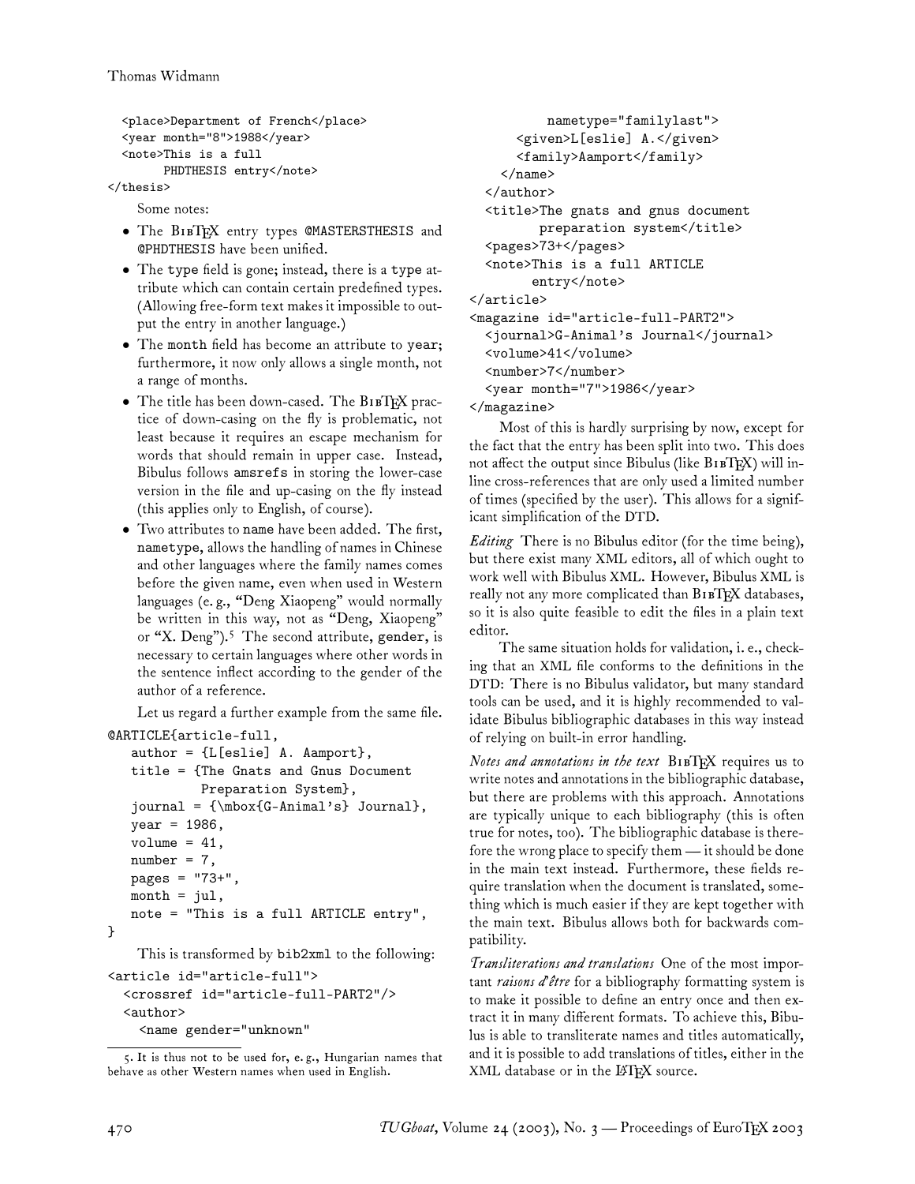```
  <place>Department of French</place>
  <year month="8">1988</year>
  <note>This is a full
        PHDTHESIS entry</note>
</thesis>
```

Some notes:

- The BibTeX entry types @MASTERSTHESIS and @PHDTHESIS have been unified.
- The type field is gone; instead, there is a type attribute which can contain certain predefined types. (Allowing free-form text makes it impossible to output the entry in another language.)
- The month field has become an attribute to year; furthermore, it now only allows a single month, not a range of months.
- The title has been down-cased. The BibTeX practice of down-casing on the fly is problematic, not least because it requires an escape mechanism for words that should remain in upper case. Instead, Bibulus follows amsrefs in storing the lower-case version in the file and up-casing on the fly instead (this applies only to English, of course).
- Two attributes to name have been added. The first, nametype, allows the handling of names in Chinese and other languages where the family names comes before the given name, even when used in Western languages (e. g., "Deng Xiaopeng" would normally be written in this way, not as "Deng, Xiaopeng" or "X. Deng").[5] The second attribute, gender, is necessary to certain languages where other words in the sentence inflect according to the gender of the author of a reference.

Let us regard a further example from the same file.

```
@ARTICLE{article-full,
   author = {L[eslie] A. Aamport},
   title = {The Gnats and Gnus Document
            Preparation System},
   journal = {\mbox{G-Animal's} Journal},
   year = 1986,
   volume = 41,
   number = 7,
   pages = "73+",
   month = jul,
   note = "This is a full ARTICLE entry",
}
```

This is transformed by bib2xml to the following:

```
<article id="article-full">
  <crossref id="article-full-PART2"/>
  <author>
    <name gender="unknown"
          nametype="familylast">
      <given>L[eslie] A.</given>
      <family>Aamport</family>
    </name>
  </author>
  <title>The gnats and gnus document
         preparation system</title>
  <pages>73+</pages>
  <note>This is a full ARTICLE
        entry</note>
</article>
<magazine id="article-full-PART2">
  <journal>G-Animal's Journal</journal>
  <volume>41</volume>
  <number>7</number>
  <year month="7">1986</year>
</magazine>
```

Most of this is hardly surprising by now, except for the fact that the entry has been split into two. This does not affect the output since Bibulus (like BibTeX) will inline cross-references that are only used a limited number of times (specified by the user). This allows for a significant simplification of the DTD.

*Editing* There is no Bibulus editor (for the time being), but there exist many XML editors, all of which ought to work well with Bibulus XML. However, Bibulus XML is really not any more complicated than BibTeX databases, so it is also quite feasible to edit the files in a plain text editor.

The same situation holds for validation, i. e., checking that an XML file conforms to the definitions in the DTD: There is no Bibulus validator, but many standard tools can be used, and it is highly recommended to validate Bibulus bibliographic databases in this way instead of relying on built-in error handling.

*Notes and annotations in the text* BibTeX requires us to write notes and annotations in the bibliographic database, but there are problems with this approach. Annotations are typically unique to each bibliography (this is often true for notes, too). The bibliographic database is therefore the wrong place to specify them — it should be done in the main text instead. Furthermore, these fields require translation when the document is translated, something which is much easier if they are kept together with the main text. Bibulus allows both for backwards compatibility.

*Transliterations and translations* One of the most important *raisons d'être* for a bibliography formatting system is to make it possible to define an entry once and then extract it in many different formats. To achieve this, Bibulus is able to transliterate names and titles automatically, and it is possible to add translations of titles, either in the XML database or in the LaTeX source.

---

5. It is thus not to be used for, e. g., Hungarian names that behave as other Western names when used in English.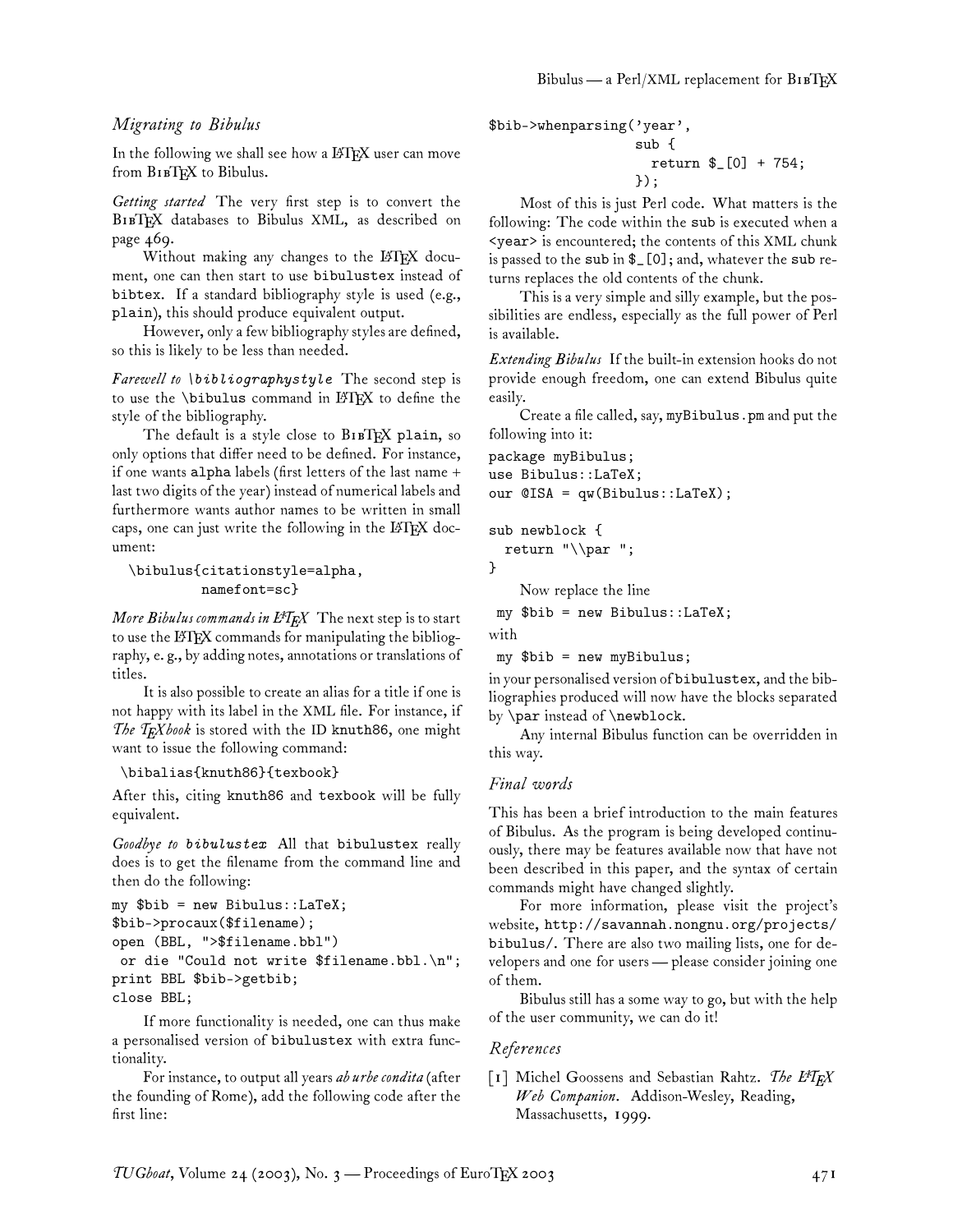## *Migrating to Bibulus*

In the following we shall see how a LaTeX user can move from BibTeX to Bibulus.

*Getting started* The very first step is to convert the BibTeX databases to Bibulus XML, as described on page 469.

Without making any changes to the LaTeX document, one can then start to use `bibulustex` instead of `bibtex`. If a standard bibliography style is used (e.g., `plain`), this should produce equivalent output.

However, only a few bibliography styles are defined, so this is likely to be less than needed.

*Farewell to `\bibliographystyle`* The second step is to use the `\bibulus` command in LaTeX to define the style of the bibliography.

The default is a style close to BibTeX `plain`, so only options that differ need to be defined. For instance, if one wants `alpha` labels (first letters of the last name + last two digits of the year) instead of numerical labels and furthermore wants author names to be written in small caps, one can just write the following in the LaTeX document:

```
\bibulus{citationstyle=alpha,
         namefont=sc}
```

*More Bibulus commands in LaTeX* The next step is to start to use the LaTeX commands for manipulating the bibliography, e. g., by adding notes, annotations or translations of titles.

It is also possible to create an alias for a title if one is not happy with its label in the XML file. For instance, if *The TeXbook* is stored with the ID `knuth86`, one might want to issue the following command:

```
\bibalias{knuth86}{texbook}
```

After this, citing `knuth86` and `texbook` will be fully equivalent.

*Goodbye to `bibulustex`* All that `bibulustex` really does is to get the filename from the command line and then do the following:

```
my $bib = new Bibulus::LaTeX;
$bib->procaux($filename);
open (BBL, ">$filename.bbl")
 or die "Could not write $filename.bbl.\n";
print BBL $bib->getbib;
close BBL;
```

If more functionality is needed, one can thus make a personalised version of `bibulustex` with extra functionality.

For instance, to output all years *ab urbe condita* (after the founding of Rome), add the following code after the first line:

```
$bib->whenparsing('year',
                  sub {
                    return $_[0] + 754;
                  });
```

Most of this is just Perl code. What matters is the following: The code within the `sub` is executed when a `<year>` is encountered; the contents of this XML chunk is passed to the `sub` in `$_[0]`; and, whatever the `sub` returns replaces the old contents of the chunk.

This is a very simple and silly example, but the possibilities are endless, especially as the full power of Perl is available.

*Extending Bibulus* If the built-in extension hooks do not provide enough freedom, one can extend Bibulus quite easily.

Create a file called, say, `myBibulus.pm` and put the following into it:

```
package myBibulus;
use Bibulus::LaTeX;
our @ISA = qw(Bibulus::LaTeX);

sub newblock {
  return "\\par ";
}
```

Now replace the line

```
my $bib = new Bibulus::LaTeX;
```

with

```
my $bib = new myBibulus;
```

in your personalised version of `bibulustex`, and the bibliographies produced will now have the blocks separated by `\par` instead of `\newblock`.

Any internal Bibulus function can be overridden in this way.

## *Final words*

This has been a brief introduction to the main features of Bibulus. As the program is being developed continuously, there may be features available now that have not been described in this paper, and the syntax of certain commands might have changed slightly.

For more information, please visit the project's website, `http://savannah.nongnu.org/projects/bibulus/`. There are also two mailing lists, one for developers and one for users — please consider joining one of them.

Bibulus still has a some way to go, but with the help of the user community, we can do it!

## *References*

[1] Michel Goossens and Sebastian Rahtz. *The LaTeX Web Companion*. Addison-Wesley, Reading, Massachusetts, 1999.